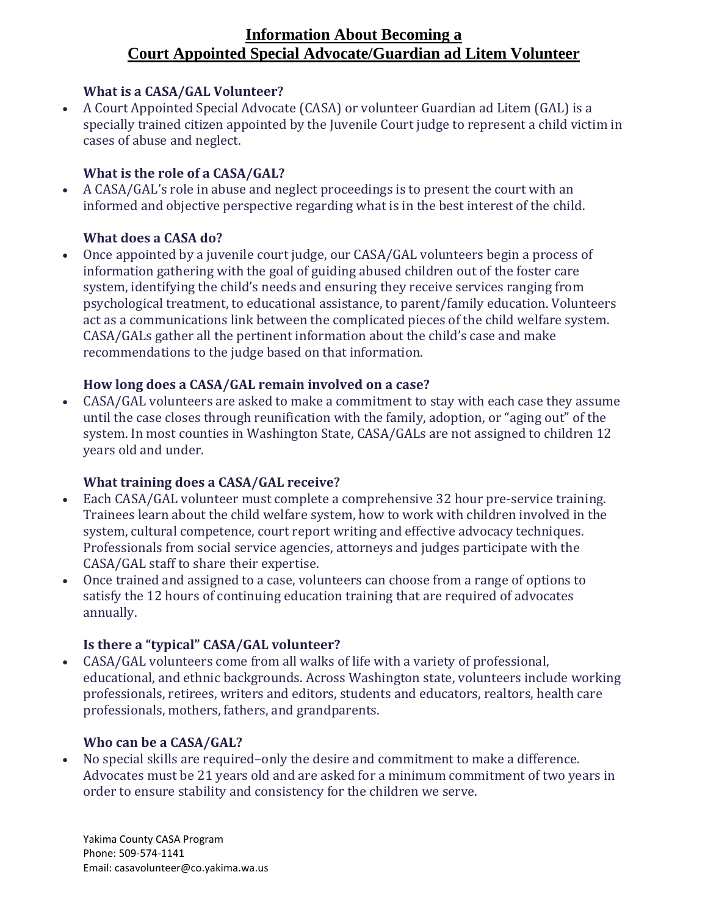# Information About Becoming a
# Court Appointed Special Advocate/Guardian ad Litem Volunteer

### What is a CASA/GAL Volunteer?

- A Court Appointed Special Advocate (CASA) or volunteer Guardian ad Litem (GAL) is a specially trained citizen appointed by the Juvenile Court judge to represent a child victim in cases of abuse and neglect.

### What is the role of a CASA/GAL?

- A CASA/GAL's role in abuse and neglect proceedings is to present the court with an informed and objective perspective regarding what is in the best interest of the child.

### What does a CASA do?

- Once appointed by a juvenile court judge, our CASA/GAL volunteers begin a process of information gathering with the goal of guiding abused children out of the foster care system, identifying the child's needs and ensuring they receive services ranging from psychological treatment, to educational assistance, to parent/family education. Volunteers act as a communications link between the complicated pieces of the child welfare system. CASA/GALs gather all the pertinent information about the child's case and make recommendations to the judge based on that information.

### How long does a CASA/GAL remain involved on a case?

- CASA/GAL volunteers are asked to make a commitment to stay with each case they assume until the case closes through reunification with the family, adoption, or "aging out" of the system. In most counties in Washington State, CASA/GALs are not assigned to children 12 years old and under.

### What training does a CASA/GAL receive?

- Each CASA/GAL volunteer must complete a comprehensive 32 hour pre-service training. Trainees learn about the child welfare system, how to work with children involved in the system, cultural competence, court report writing and effective advocacy techniques. Professionals from social service agencies, attorneys and judges participate with the CASA/GAL staff to share their expertise.
- Once trained and assigned to a case, volunteers can choose from a range of options to satisfy the 12 hours of continuing education training that are required of advocates annually.

### Is there a "typical" CASA/GAL volunteer?

- CASA/GAL volunteers come from all walks of life with a variety of professional, educational, and ethnic backgrounds. Across Washington state, volunteers include working professionals, retirees, writers and editors, students and educators, realtors, health care professionals, mothers, fathers, and grandparents.

### Who can be a CASA/GAL?

- No special skills are required–only the desire and commitment to make a difference. Advocates must be 21 years old and are asked for a minimum commitment of two years in order to ensure stability and consistency for the children we serve.

Yakima County CASA Program
Phone: 509-574-1141
Email: casavolunteer@co.yakima.wa.us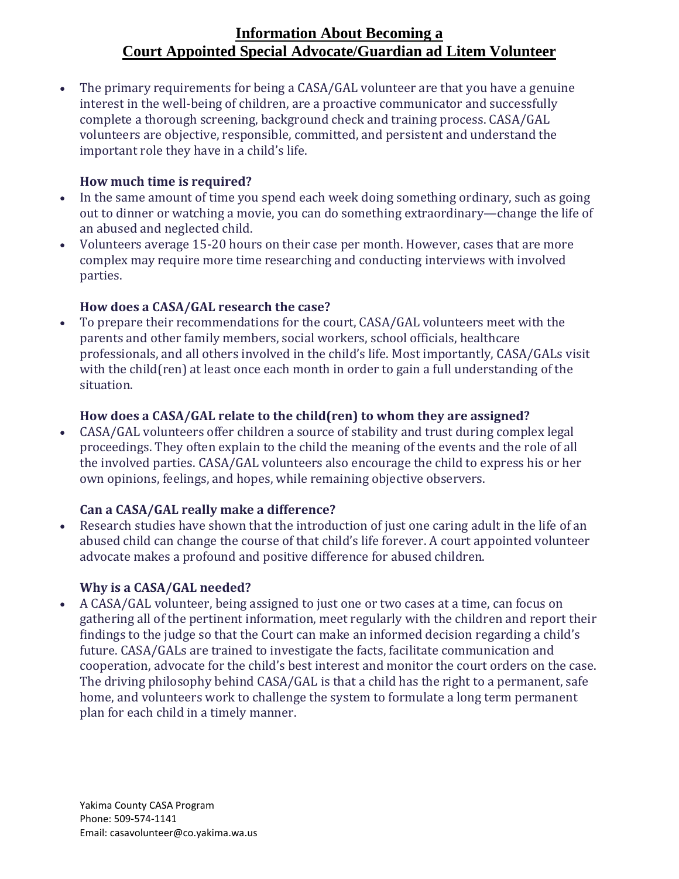# Information About Becoming a Court Appointed Special Advocate/Guardian ad Litem Volunteer

- The primary requirements for being a CASA/GAL volunteer are that you have a genuine interest in the well-being of children, are a proactive communicator and successfully complete a thorough screening, background check and training process. CASA/GAL volunteers are objective, responsible, committed, and persistent and understand the important role they have in a child's life.

**How much time is required?**

- In the same amount of time you spend each week doing something ordinary, such as going out to dinner or watching a movie, you can do something extraordinary—change the life of an abused and neglected child.
- Volunteers average 15-20 hours on their case per month. However, cases that are more complex may require more time researching and conducting interviews with involved parties.

**How does a CASA/GAL research the case?**

- To prepare their recommendations for the court, CASA/GAL volunteers meet with the parents and other family members, social workers, school officials, healthcare professionals, and all others involved in the child's life. Most importantly, CASA/GALs visit with the child(ren) at least once each month in order to gain a full understanding of the situation.

**How does a CASA/GAL relate to the child(ren) to whom they are assigned?**

- CASA/GAL volunteers offer children a source of stability and trust during complex legal proceedings. They often explain to the child the meaning of the events and the role of all the involved parties. CASA/GAL volunteers also encourage the child to express his or her own opinions, feelings, and hopes, while remaining objective observers.

**Can a CASA/GAL really make a difference?**

- Research studies have shown that the introduction of just one caring adult in the life of an abused child can change the course of that child's life forever. A court appointed volunteer advocate makes a profound and positive difference for abused children.

**Why is a CASA/GAL needed?**

- A CASA/GAL volunteer, being assigned to just one or two cases at a time, can focus on gathering all of the pertinent information, meet regularly with the children and report their findings to the judge so that the Court can make an informed decision regarding a child's future. CASA/GALs are trained to investigate the facts, facilitate communication and cooperation, advocate for the child's best interest and monitor the court orders on the case. The driving philosophy behind CASA/GAL is that a child has the right to a permanent, safe home, and volunteers work to challenge the system to formulate a long term permanent plan for each child in a timely manner.

Yakima County CASA Program
Phone: 509-574-1141
Email: casavolunteer@co.yakima.wa.us